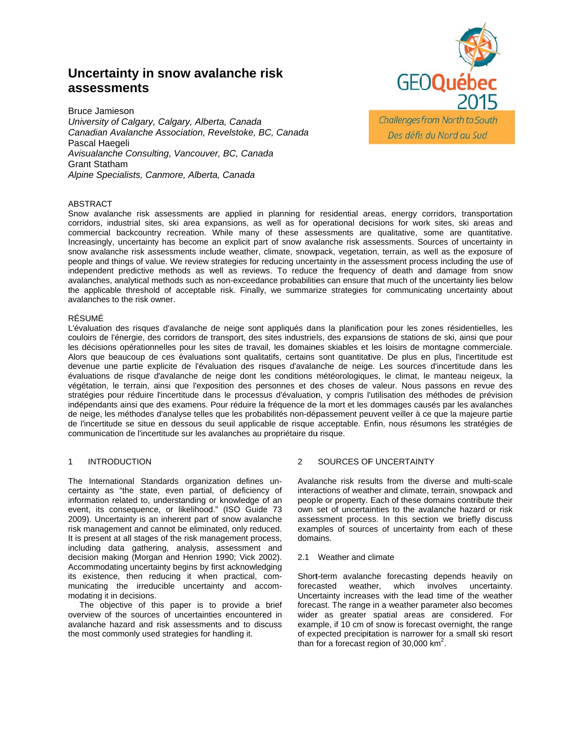# Uncertainty in snow avalanche risk assessments

Bruce Jamieson
*University of Calgary, Calgary, Alberta, Canada*
*Canadian Avalanche Association, Revelstoke, BC, Canada*
Pascal Haegeli
*Avisualanche Consulting, Vancouver, BC, Canada*
Grant Statham
*Alpine Specialists, Canmore, Alberta, Canada*

GEOQuébec 2015
Challenges from North to South
Des défis du Nord au Sud

ABSTRACT

Snow avalanche risk assessments are applied in planning for residential areas, energy corridors, transportation corridors, industrial sites, ski area expansions, as well as for operational decisions for work sites, ski areas and commercial backcountry recreation. While many of these assessments are qualitative, some are quantitative. Increasingly, uncertainty has become an explicit part of snow avalanche risk assessments. Sources of uncertainty in snow avalanche risk assessments include weather, climate, snowpack, vegetation, terrain, as well as the exposure of people and things of value. We review strategies for reducing uncertainty in the assessment process including the use of independent predictive methods as well as reviews. To reduce the frequency of death and damage from snow avalanches, analytical methods such as non-exceedance probabilities can ensure that much of the uncertainty lies below the applicable threshold of acceptable risk. Finally, we summarize strategies for communicating uncertainty about avalanches to the risk owner.

RÉSUMÉ

L'évaluation des risques d'avalanche de neige sont appliqués dans la planification pour les zones résidentielles, les couloirs de l'énergie, des corridors de transport, des sites industriels, des expansions de stations de ski, ainsi que pour les décisions opérationnelles pour les sites de travail, les domaines skiables et les loisirs de montagne commerciale. Alors que beaucoup de ces évaluations sont qualitatifs, certains sont quantitative. De plus en plus, l'incertitude est devenue une partie explicite de l'évaluation des risques d'avalanche de neige. Les sources d'incertitude dans les évaluations de risque d'avalanche de neige dont les conditions météorologiques, le climat, le manteau neigeux, la végétation, le terrain, ainsi que l'exposition des personnes et des choses de valeur. Nous passons en revue des stratégies pour réduire l'incertitude dans le processus d'évaluation, y compris l'utilisation des méthodes de prévision indépendants ainsi que des examens. Pour réduire la fréquence de la mort et les dommages causés par les avalanches de neige, les méthodes d'analyse telles que les probabilités non-dépassement peuvent veiller à ce que la majeure partie de l'incertitude se situe en dessous du seuil applicable de risque acceptable. Enfin, nous résumons les stratégies de communication de l'incertitude sur les avalanches au propriétaire du risque.

## 1 INTRODUCTION

The International Standards organization defines uncertainty as "the state, even partial, of deficiency of information related to, understanding or knowledge of an event, its consequence, or likelihood." (ISO Guide 73 2009). Uncertainty is an inherent part of snow avalanche risk management and cannot be eliminated, only reduced. It is present at all stages of the risk management process, including data gathering, analysis, assessment and decision making (Morgan and Henrion 1990; Vick 2002). Accommodating uncertainty begins by first acknowledging its existence, then reducing it when practical, communicating the irreducible uncertainty and accommodating it in decisions.

The objective of this paper is to provide a brief overview of the sources of uncertainties encountered in avalanche hazard and risk assessments and to discuss the most commonly used strategies for handling it.

## 2 SOURCES OF UNCERTAINTY

Avalanche risk results from the diverse and multi-scale interactions of weather and climate, terrain, snowpack and people or property. Each of these domains contribute their own set of uncertainties to the avalanche hazard or risk assessment process. In this section we briefly discuss examples of sources of uncertainty from each of these domains.

### 2.1 Weather and climate

Short-term avalanche forecasting depends heavily on forecasted weather, which involves uncertainty. Uncertainty increases with the lead time of the weather forecast. The range in a weather parameter also becomes wider as greater spatial areas are considered. For example, if 10 cm of snow is forecast overnight, the range of expected precipitation is narrower for a small ski resort than for a forecast region of 30,000 km$^2$.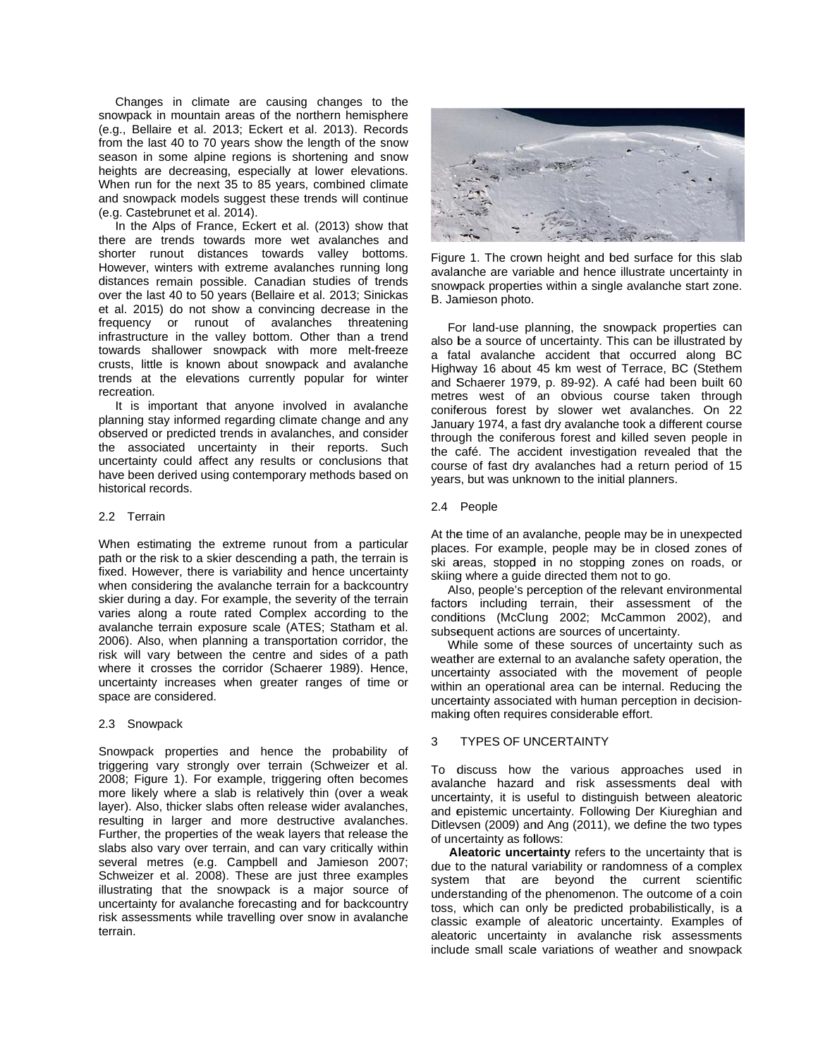Changes in climate are causing changes to the snowpack in mountain areas of the northern hemisphere (e.g., Bellaire et al. 2013; Eckert et al. 2013). Records from the last 40 to 70 years show the length of the snow season in some alpine regions is shortening and snow heights are decreasing, especially at lower elevations. When run for the next 35 to 85 years, combined climate and snowpack models suggest these trends will continue (e.g. Castebrunet et al. 2014).

In the Alps of France, Eckert et al. (2013) show that there are trends towards more wet avalanches and shorter runout distances towards valley bottoms. However, winters with extreme avalanches running long distances remain possible. Canadian studies of trends over the last 40 to 50 years (Bellaire et al. 2013; Sinickas et al. 2015) do not show a convincing decrease in the frequency or runout of avalanches threatening infrastructure in the valley bottom. Other than a trend towards shallower snowpack with more melt-freeze crusts, little is known about snowpack and avalanche trends at the elevations currently popular for winter recreation.

It is important that anyone involved in avalanche planning stay informed regarding climate change and any observed or predicted trends in avalanches, and consider the associated uncertainty in their reports. Such uncertainty could affect any results or conclusions that have been derived using contemporary methods based on historical records.

## 2.2 Terrain

When estimating the extreme runout from a particular path or the risk to a skier descending a path, the terrain is fixed. However, there is variability and hence uncertainty when considering the avalanche terrain for a backcountry skier during a day. For example, the severity of the terrain varies along a route rated Complex according to the avalanche terrain exposure scale (ATES; Statham et al. 2006). Also, when planning a transportation corridor, the risk will vary between the centre and sides of a path where it crosses the corridor (Schaerer 1989). Hence, uncertainty increases when greater ranges of time or space are considered.

## 2.3 Snowpack

Snowpack properties and hence the probability of triggering vary strongly over terrain (Schweizer et al. 2008; Figure 1). For example, triggering often becomes more likely where a slab is relatively thin (over a weak layer). Also, thicker slabs often release wider avalanches, resulting in larger and more destructive avalanches. Further, the properties of the weak layers that release the slabs also vary over terrain, and can vary critically within several metres (e.g. Campbell and Jamieson 2007; Schweizer et al. 2008). These are just three examples illustrating that the snowpack is a major source of uncertainty for avalanche forecasting and for backcountry risk assessments while travelling over snow in avalanche terrain.

Figure 1. The crown height and bed surface for this slab avalanche are variable and hence illustrate uncertainty in snowpack properties within a single avalanche start zone. B. Jamieson photo.

For land-use planning, the snowpack properties can also be a source of uncertainty. This can be illustrated by a fatal avalanche accident that occurred along BC Highway 16 about 45 km west of Terrace, BC (Stethem and Schaerer 1979, p. 89-92). A café had been built 60 metres west of an obvious course taken through coniferous forest by slower wet avalanches. On 22 January 1974, a fast dry avalanche took a different course through the coniferous forest and killed seven people in the café. The accident investigation revealed that the course of fast dry avalanches had a return period of 15 years, but was unknown to the initial planners.

## 2.4 People

At the time of an avalanche, people may be in unexpected places. For example, people may be in closed zones of ski areas, stopped in no stopping zones on roads, or skiing where a guide directed them not to go.

Also, people's perception of the relevant environmental factors including terrain, their assessment of the conditions (McClung 2002; McCammon 2002), and subsequent actions are sources of uncertainty.

While some of these sources of uncertainty such as weather are external to an avalanche safety operation, the uncertainty associated with the movement of people within an operational area can be internal. Reducing the uncertainty associated with human perception in decision-making often requires considerable effort.

# 3 TYPES OF UNCERTAINTY

To discuss how the various approaches used in avalanche hazard and risk assessments deal with uncertainty, it is useful to distinguish between aleatoric and epistemic uncertainty. Following Der Kiureghian and Ditlevsen (2009) and Ang (2011), we define the two types of uncertainty as follows:

**Aleatoric uncertainty** refers to the uncertainty that is due to the natural variability or randomness of a complex system that are beyond the current scientific understanding of the phenomenon. The outcome of a coin toss, which can only be predicted probabilistically, is a classic example of aleatoric uncertainty. Examples of aleatoric uncertainty in avalanche risk assessments include small scale variations of weather and snowpack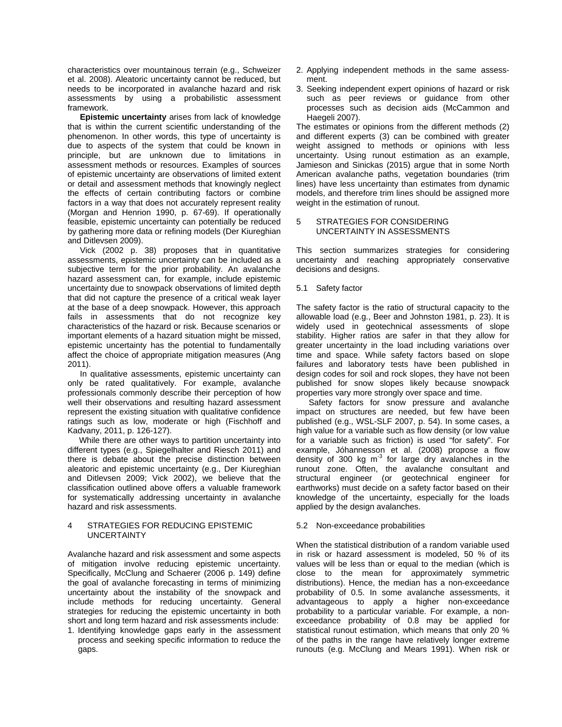characteristics over mountainous terrain (e.g., Schweizer et al. 2008). Aleatoric uncertainty cannot be reduced, but needs to be incorporated in avalanche hazard and risk assessments by using a probabilistic assessment framework.

**Epistemic uncertainty** arises from lack of knowledge that is within the current scientific understanding of the phenomenon. In other words, this type of uncertainty is due to aspects of the system that could be known in principle, but are unknown due to limitations in assessment methods or resources. Examples of sources of epistemic uncertainty are observations of limited extent or detail and assessment methods that knowingly neglect the effects of certain contributing factors or combine factors in a way that does not accurately represent reality (Morgan and Henrion 1990, p. 67-69). If operationally feasible, epistemic uncertainty can potentially be reduced by gathering more data or refining models (Der Kiureghian and Ditlevsen 2009).

Vick (2002 p. 38) proposes that in quantitative assessments, epistemic uncertainty can be included as a subjective term for the prior probability. An avalanche hazard assessment can, for example, include epistemic uncertainty due to snowpack observations of limited depth that did not capture the presence of a critical weak layer at the base of a deep snowpack. However, this approach fails in assessments that do not recognize key characteristics of the hazard or risk. Because scenarios or important elements of a hazard situation might be missed, epistemic uncertainty has the potential to fundamentally affect the choice of appropriate mitigation measures (Ang 2011).

In qualitative assessments, epistemic uncertainty can only be rated qualitatively. For example, avalanche professionals commonly describe their perception of how well their observations and resulting hazard assessment represent the existing situation with qualitative confidence ratings such as low, moderate or high (Fischhoff and Kadvany, 2011, p. 126-127).

While there are other ways to partition uncertainty into different types (e.g., Spiegelhalter and Riesch 2011) and there is debate about the precise distinction between aleatoric and epistemic uncertainty (e.g., Der Kiureghian and Ditlevsen 2009; Vick 2002), we believe that the classification outlined above offers a valuable framework for systematically addressing uncertainty in avalanche hazard and risk assessments.

## 4 STRATEGIES FOR REDUCING EPISTEMIC UNCERTAINTY

Avalanche hazard and risk assessment and some aspects of mitigation involve reducing epistemic uncertainty. Specifically, McClung and Schaerer (2006 p. 149) define the goal of avalanche forecasting in terms of minimizing uncertainty about the instability of the snowpack and include methods for reducing uncertainty. General strategies for reducing the epistemic uncertainty in both short and long term hazard and risk assessments include:

1. Identifying knowledge gaps early in the assessment process and seeking specific information to reduce the gaps.
2. Applying independent methods in the same assessment.
3. Seeking independent expert opinions of hazard or risk such as peer reviews or guidance from other processes such as decision aids (McCammon and Haegeli 2007).

The estimates or opinions from the different methods (2) and different experts (3) can be combined with greater weight assigned to methods or opinions with less uncertainty. Using runout estimation as an example, Jamieson and Sinickas (2015) argue that in some North American avalanche paths, vegetation boundaries (trim lines) have less uncertainty than estimates from dynamic models, and therefore trim lines should be assigned more weight in the estimation of runout.

## 5 STRATEGIES FOR CONSIDERING UNCERTAINTY IN ASSESSMENTS

This section summarizes strategies for considering uncertainty and reaching appropriately conservative decisions and designs.

### 5.1 Safety factor

The safety factor is the ratio of structural capacity to the allowable load (e.g., Beer and Johnston 1981, p. 23). It is widely used in geotechnical assessments of slope stability. Higher ratios are safer in that they allow for greater uncertainty in the load including variations over time and space. While safety factors based on slope failures and laboratory tests have been published in design codes for soil and rock slopes, they have not been published for snow slopes likely because snowpack properties vary more strongly over space and time.

Safety factors for snow pressure and avalanche impact on structures are needed, but few have been published (e.g., WSL-SLF 2007, p. 54). In some cases, a high value for a variable such as flow density (or low value for a variable such as friction) is used "for safety". For example, Jóhannesson et al. (2008) propose a flow density of 300 kg $m^{-3}$ for large dry avalanches in the runout zone. Often, the avalanche consultant and structural engineer (or geotechnical engineer for earthworks) must decide on a safety factor based on their knowledge of the uncertainty, especially for the loads applied by the design avalanches.

### 5.2 Non-exceedance probabilities

When the statistical distribution of a random variable used in risk or hazard assessment is modeled, 50 % of its values will be less than or equal to the median (which is close to the mean for approximately symmetric distributions). Hence, the median has a non-exceedance probability of 0.5. In some avalanche assessments, it advantageous to apply a higher non-exceedance probability to a particular variable. For example, a non-exceedance probability of 0.8 may be applied for statistical runout estimation, which means that only 20 % of the paths in the range have relatively longer extreme runouts (e.g. McClung and Mears 1991). When risk or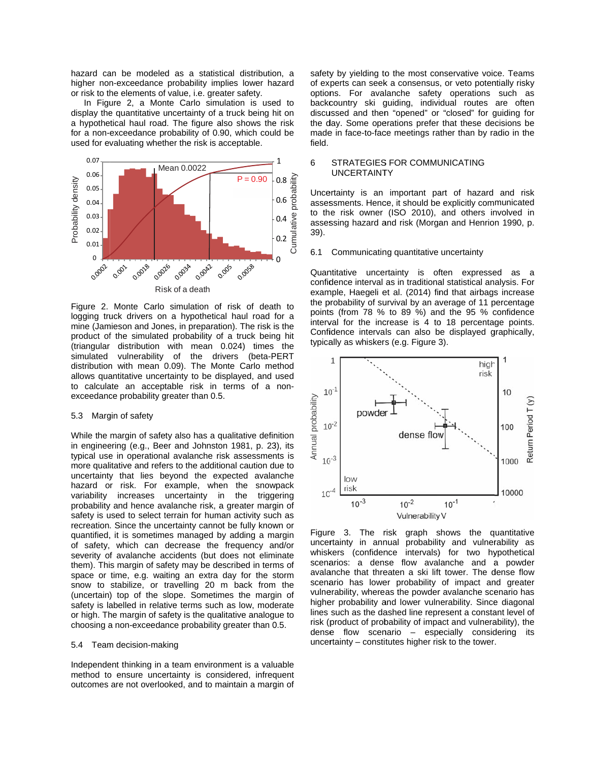hazard can be modeled as a statistical distribution, a higher non-exceedance probability implies lower hazard or risk to the elements of value, i.e. greater safety.

In Figure 2, a Monte Carlo simulation is used to display the quantitative uncertainty of a truck being hit on a hypothetical haul road. The figure also shows the risk for a non-exceedance probability of 0.90, which could be used for evaluating whether the risk is acceptable.

Figure 2. Monte Carlo simulation of risk of death to logging truck drivers on a hypothetical haul road for a mine (Jamieson and Jones, in preparation). The risk is the product of the simulated probability of a truck being hit (triangular distribution with mean 0.024) times the simulated vulnerability of the drivers (beta-PERT distribution with mean 0.09). The Monte Carlo method allows quantitative uncertainty to be displayed, and used to calculate an acceptable risk in terms of a non-exceedance probability greater than 0.5.

### 5.3 Margin of safety

While the margin of safety also has a qualitative definition in engineering (e.g., Beer and Johnston 1981, p. 23), its typical use in operational avalanche risk assessments is more qualitative and refers to the additional caution due to uncertainty that lies beyond the expected avalanche hazard or risk. For example, when the snowpack variability increases uncertainty in the triggering probability and hence avalanche risk, a greater margin of safety is used to select terrain for human activity such as recreation. Since the uncertainty cannot be fully known or quantified, it is sometimes managed by adding a margin of safety, which can decrease the frequency and/or severity of avalanche accidents (but does not eliminate them). This margin of safety may be described in terms of space or time, e.g. waiting an extra day for the storm snow to stabilize, or travelling 20 m back from the (uncertain) top of the slope. Sometimes the margin of safety is labelled in relative terms such as low, moderate or high. The margin of safety is the qualitative analogue to choosing a non-exceedance probability greater than 0.5.

### 5.4 Team decision-making

Independent thinking in a team environment is a valuable method to ensure uncertainty is considered, infrequent outcomes are not overlooked, and to maintain a margin of safety by yielding to the most conservative voice. Teams of experts can seek a consensus, or veto potentially risky options. For avalanche safety operations such as backcountry ski guiding, individual routes are often discussed and then "opened" or "closed" for guiding for the day. Some operations prefer that these decisions be made in face-to-face meetings rather than by radio in the field.

## 6 STRATEGIES FOR COMMUNICATING UNCERTAINTY

Uncertainty is an important part of hazard and risk assessments. Hence, it should be explicitly communicated to the risk owner (ISO 2010), and others involved in assessing hazard and risk (Morgan and Henrion 1990, p. 39).

### 6.1 Communicating quantitative uncertainty

Quantitative uncertainty is often expressed as a confidence interval as in traditional statistical analysis. For example, Haegeli et al. (2014) find that airbags increase the probability of survival by an average of 11 percentage points (from 78 % to 89 %) and the 95 % confidence interval for the increase is 4 to 18 percentage points. Confidence intervals can also be displayed graphically, typically as whiskers (e.g. Figure 3).

Figure 3. The risk graph shows the quantitative uncertainty in annual probability and vulnerability as whiskers (confidence intervals) for two hypothetical scenarios: a dense flow avalanche and a powder avalanche that threaten a ski lift tower. The dense flow scenario has lower probability of impact and greater vulnerability, whereas the powder avalanche scenario has higher probability and lower vulnerability. Since diagonal lines such as the dashed line represent a constant level of risk (product of probability of impact and vulnerability), the dense flow scenario – especially considering its uncertainty – constitutes higher risk to the tower.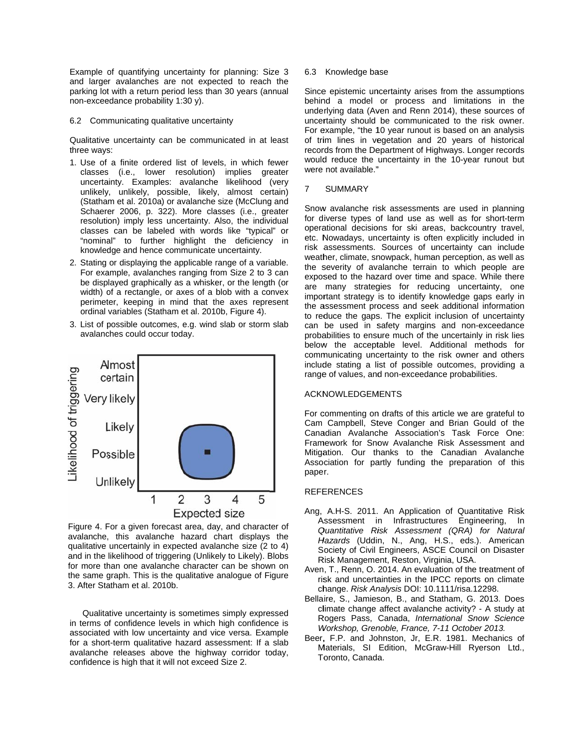Example of quantifying uncertainty for planning: Size 3 and larger avalanches are not expected to reach the parking lot with a return period less than 30 years (annual non-exceedance probability 1:30 y).

### 6.2 Communicating qualitative uncertainty

Qualitative uncertainty can be communicated in at least three ways:

1. Use of a finite ordered list of levels, in which fewer classes (i.e., lower resolution) implies greater uncertainty. Examples: avalanche likelihood (very unlikely, unlikely, possible, likely, almost certain) (Statham et al. 2010a) or avalanche size (McClung and Schaerer 2006, p. 322). More classes (i.e., greater resolution) imply less uncertainty. Also, the individual classes can be labeled with words like "typical" or "nominal" to further highlight the deficiency in knowledge and hence communicate uncertainty.
2. Stating or displaying the applicable range of a variable. For example, avalanches ranging from Size 2 to 3 can be displayed graphically as a whisker, or the length (or width) of a rectangle, or axes of a blob with a convex perimeter, keeping in mind that the axes represent ordinal variables (Statham et al. 2010b, Figure 4).
3. List of possible outcomes, e.g. wind slab or storm slab avalanches could occur today.

Figure 4. For a given forecast area, day, and character of avalanche, this avalanche hazard chart displays the qualitative uncertainly in expected avalanche size (2 to 4) and in the likelihood of triggering (Unlikely to Likely). Blobs for more than one avalanche character can be shown on the same graph. This is the qualitative analogue of Figure 3. After Statham et al. 2010b.

Qualitative uncertainty is sometimes simply expressed in terms of confidence levels in which high confidence is associated with low uncertainty and vice versa. Example for a short-term qualitative hazard assessment: If a slab avalanche releases above the highway corridor today, confidence is high that it will not exceed Size 2.

### 6.3 Knowledge base

Since epistemic uncertainty arises from the assumptions behind a model or process and limitations in the underlying data (Aven and Renn 2014), these sources of uncertainty should be communicated to the risk owner. For example, "the 10 year runout is based on an analysis of trim lines in vegetation and 20 years of historical records from the Department of Highways. Longer records would reduce the uncertainty in the 10-year runout but were not available."

## 7 SUMMARY

Snow avalanche risk assessments are used in planning for diverse types of land use as well as for short-term operational decisions for ski areas, backcountry travel, etc. Nowadays, uncertainty is often explicitly included in risk assessments. Sources of uncertainty can include weather, climate, snowpack, human perception, as well as the severity of avalanche terrain to which people are exposed to the hazard over time and space. While there are many strategies for reducing uncertainty, one important strategy is to identify knowledge gaps early in the assessment process and seek additional information to reduce the gaps. The explicit inclusion of uncertainty can be used in safety margins and non-exceedance probabilities to ensure much of the uncertainly in risk lies below the acceptable level. Additional methods for communicating uncertainty to the risk owner and others include stating a list of possible outcomes, providing a range of values, and non-exceedance probabilities.

## ACKNOWLEDGEMENTS

For commenting on drafts of this article we are grateful to Cam Campbell, Steve Conger and Brian Gould of the Canadian Avalanche Association's Task Force One: Framework for Snow Avalanche Risk Assessment and Mitigation. Our thanks to the Canadian Avalanche Association for partly funding the preparation of this paper.

## REFERENCES

Ang, A.H-S. 2011. An Application of Quantitative Risk Assessment in Infrastructures Engineering, In *Quantitative Risk Assessment (QRA) for Natural Hazards* (Uddin, N., Ang, H.S., eds.). American Society of Civil Engineers, ASCE Council on Disaster Risk Management, Reston, Virginia, USA.

Aven, T., Renn, O. 2014. An evaluation of the treatment of risk and uncertainties in the IPCC reports on climate change. *Risk Analysis* DOI: 10.1111/risa.12298.

Bellaire, S., Jamieson, B., and Statham, G. 2013. Does climate change affect avalanche activity? - A study at Rogers Pass, Canada, *International Snow Science Workshop, Grenoble, France, 7-11 October 2013.*

Beer, F.P. and Johnston, Jr, E.R. 1981. Mechanics of Materials, SI Edition, McGraw-Hill Ryerson Ltd., Toronto, Canada.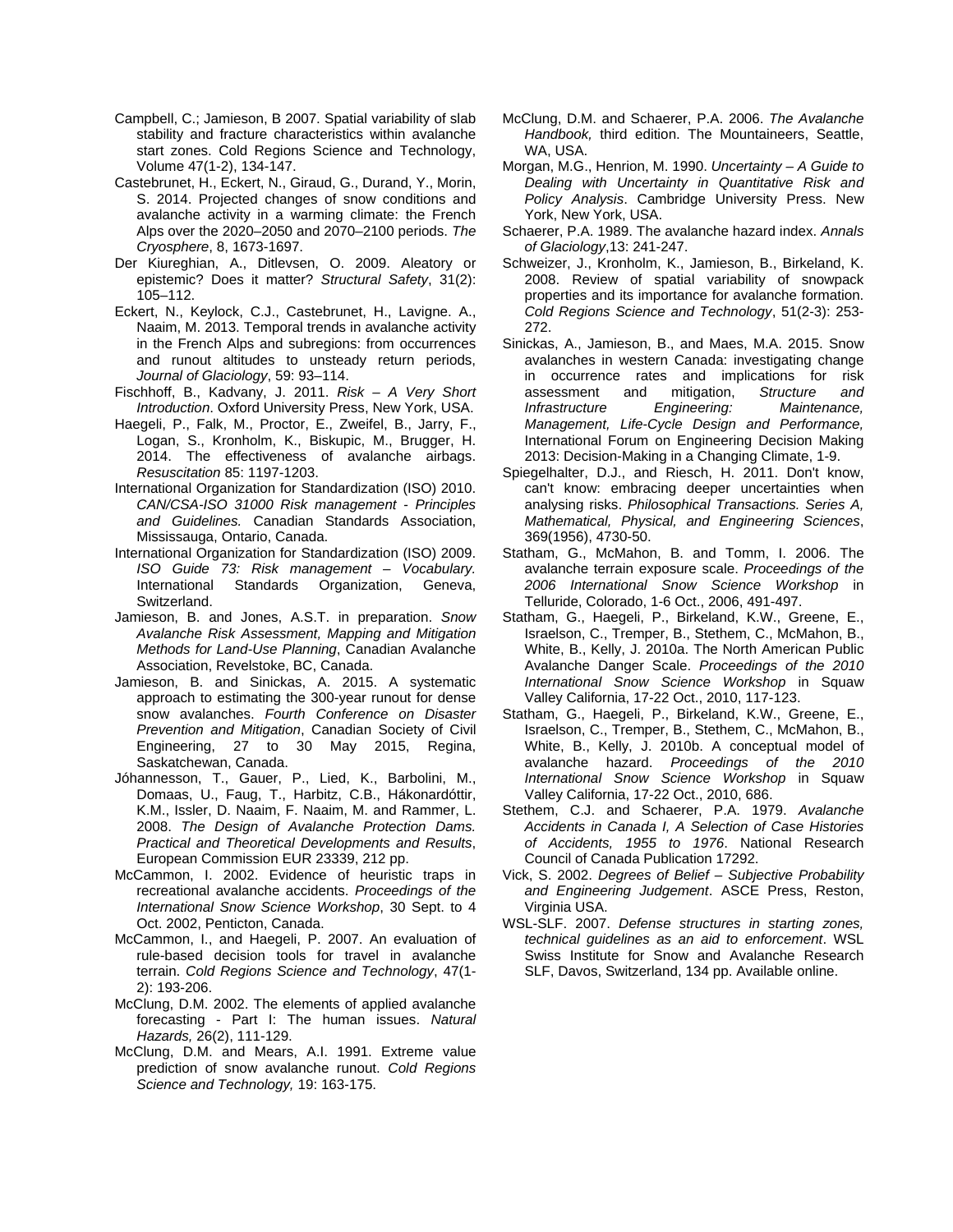Campbell, C.; Jamieson, B 2007. Spatial variability of slab stability and fracture characteristics within avalanche start zones. Cold Regions Science and Technology, Volume 47(1-2), 134-147.

Castebrunet, H., Eckert, N., Giraud, G., Durand, Y., Morin, S. 2014. Projected changes of snow conditions and avalanche activity in a warming climate: the French Alps over the 2020–2050 and 2070–2100 periods. *The Cryosphere*, 8, 1673-1697.

Der Kiureghian, A., Ditlevsen, O. 2009. Aleatory or epistemic? Does it matter? *Structural Safety*, 31(2): 105–112.

Eckert, N., Keylock, C.J., Castebrunet, H., Lavigne. A., Naaim, M. 2013. Temporal trends in avalanche activity in the French Alps and subregions: from occurrences and runout altitudes to unsteady return periods, *Journal of Glaciology*, 59: 93–114.

Fischhoff, B., Kadvany, J. 2011. *Risk – A Very Short Introduction*. Oxford University Press, New York, USA.

Haegeli, P., Falk, M., Proctor, E., Zweifel, B., Jarry, F., Logan, S., Kronholm, K., Biskupic, M., Brugger, H. 2014. The effectiveness of avalanche airbags. *Resuscitation* 85: 1197-1203.

International Organization for Standardization (ISO) 2010. *CAN/CSA-ISO 31000 Risk management - Principles and Guidelines.* Canadian Standards Association, Mississauga, Ontario, Canada.

International Organization for Standardization (ISO) 2009. *ISO Guide 73: Risk management – Vocabulary.* International Standards Organization, Geneva, Switzerland.

Jamieson, B. and Jones, A.S.T. in preparation. *Snow Avalanche Risk Assessment, Mapping and Mitigation Methods for Land-Use Planning*, Canadian Avalanche Association, Revelstoke, BC, Canada.

Jamieson, B. and Sinickas, A. 2015. A systematic approach to estimating the 300-year runout for dense snow avalanches. *Fourth Conference on Disaster Prevention and Mitigation*, Canadian Society of Civil Engineering, 27 to 30 May 2015, Regina, Saskatchewan, Canada.

Jóhannesson, T., Gauer, P., Lied, K., Barbolini, M., Domaas, U., Faug, T., Harbitz, C.B., Hákonardóttir, K.M., Issler, D. Naaim, F. Naaim, M. and Rammer, L. 2008. *The Design of Avalanche Protection Dams. Practical and Theoretical Developments and Results*, European Commission EUR 23339, 212 pp.

McCammon, I. 2002. Evidence of heuristic traps in recreational avalanche accidents. *Proceedings of the International Snow Science Workshop*, 30 Sept. to 4 Oct. 2002, Penticton, Canada.

McCammon, I., and Haegeli, P. 2007. An evaluation of rule-based decision tools for travel in avalanche terrain. *Cold Regions Science and Technology*, 47(1-2): 193-206.

McClung, D.M. 2002. The elements of applied avalanche forecasting - Part I: The human issues. *Natural Hazards,* 26(2), 111-129.

McClung, D.M. and Mears, A.I. 1991. Extreme value prediction of snow avalanche runout. *Cold Regions Science and Technology,* 19: 163-175.

McClung, D.M. and Schaerer, P.A. 2006. *The Avalanche Handbook,* third edition. The Mountaineers, Seattle, WA, USA.

Morgan, M.G., Henrion, M. 1990. *Uncertainty – A Guide to Dealing with Uncertainty in Quantitative Risk and Policy Analysis*. Cambridge University Press. New York, New York, USA.

Schaerer, P.A. 1989. The avalanche hazard index. *Annals of Glaciology*,13: 241-247.

Schweizer, J., Kronholm, K., Jamieson, B., Birkeland, K. 2008. Review of spatial variability of snowpack properties and its importance for avalanche formation. *Cold Regions Science and Technology*, 51(2-3): 253-272.

Sinickas, A., Jamieson, B., and Maes, M.A. 2015. Snow avalanches in western Canada: investigating change in occurrence rates and implications for risk assessment and mitigation, *Structure and Infrastructure Engineering: Maintenance, Management, Life-Cycle Design and Performance,* International Forum on Engineering Decision Making 2013: Decision-Making in a Changing Climate, 1-9.

Spiegelhalter, D.J., and Riesch, H. 2011. Don't know, can't know: embracing deeper uncertainties when analysing risks. *Philosophical Transactions. Series A, Mathematical, Physical, and Engineering Sciences*, 369(1956), 4730-50.

Statham, G., McMahon, B. and Tomm, I. 2006. The avalanche terrain exposure scale. *Proceedings of the 2006 International Snow Science Workshop* in Telluride, Colorado, 1-6 Oct., 2006, 491-497.

Statham, G., Haegeli, P., Birkeland, K.W., Greene, E., Israelson, C., Tremper, B., Stethem, C., McMahon, B., White, B., Kelly, J. 2010a. The North American Public Avalanche Danger Scale. *Proceedings of the 2010 International Snow Science Workshop* in Squaw Valley California, 17-22 Oct., 2010, 117-123.

Statham, G., Haegeli, P., Birkeland, K.W., Greene, E., Israelson, C., Tremper, B., Stethem, C., McMahon, B., White, B., Kelly, J. 2010b. A conceptual model of avalanche hazard. *Proceedings of the 2010 International Snow Science Workshop* in Squaw Valley California, 17-22 Oct., 2010, 686.

Stethem, C.J. and Schaerer, P.A. 1979. *Avalanche Accidents in Canada I, A Selection of Case Histories of Accidents, 1955 to 1976*. National Research Council of Canada Publication 17292.

Vick, S. 2002. *Degrees of Belief – Subjective Probability and Engineering Judgement*. ASCE Press, Reston, Virginia USA.

WSL-SLF. 2007. *Defense structures in starting zones, technical guidelines as an aid to enforcement*. WSL Swiss Institute for Snow and Avalanche Research SLF, Davos, Switzerland, 134 pp. Available online.